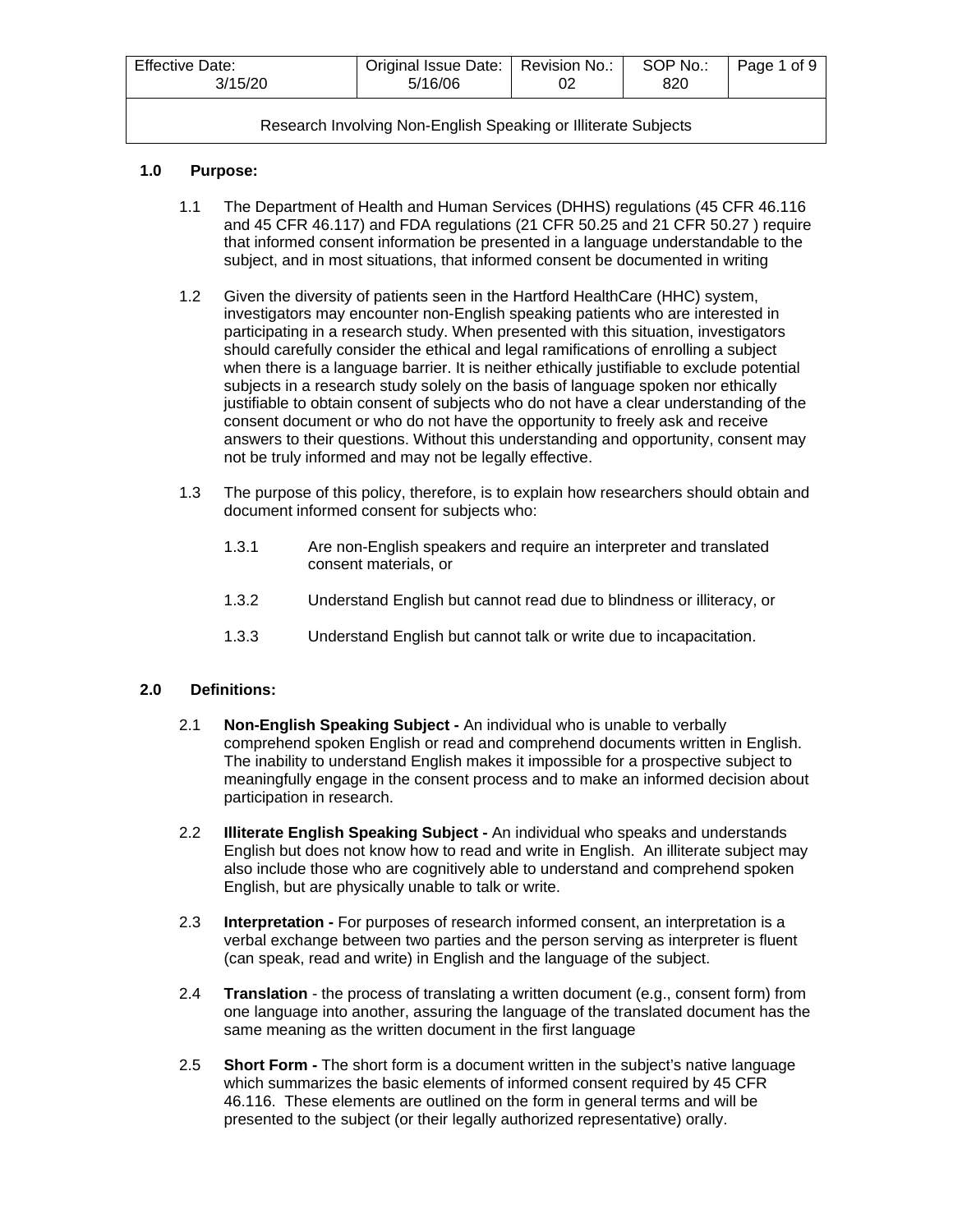| Effective Date: 3/15/20 | Original Issue Date: 5/16/06 | Revision No.: 02 | SOP No.: 820 |
|---|---|---|---|

Research Involving Non-English Speaking or Illiterate Subjects

## 1.0 Purpose:

1.1 The Department of Health and Human Services (DHHS) regulations (45 CFR 46.116 and 45 CFR 46.117) and FDA regulations (21 CFR 50.25 and 21 CFR 50.27 ) require that informed consent information be presented in a language understandable to the subject, and in most situations, that informed consent be documented in writing

1.2 Given the diversity of patients seen in the Hartford HealthCare (HHC) system, investigators may encounter non-English speaking patients who are interested in participating in a research study. When presented with this situation, investigators should carefully consider the ethical and legal ramifications of enrolling a subject when there is a language barrier. It is neither ethically justifiable to exclude potential subjects in a research study solely on the basis of language spoken nor ethically justifiable to obtain consent of subjects who do not have a clear understanding of the consent document or who do not have the opportunity to freely ask and receive answers to their questions. Without this understanding and opportunity, consent may not be truly informed and may not be legally effective.

1.3 The purpose of this policy, therefore, is to explain how researchers should obtain and document informed consent for subjects who:

1.3.1 Are non-English speakers and require an interpreter and translated consent materials, or

1.3.2 Understand English but cannot read due to blindness or illiteracy, or

1.3.3 Understand English but cannot talk or write due to incapacitation.

## 2.0 Definitions:

2.1 **Non-English Speaking Subject -** An individual who is unable to verbally comprehend spoken English or read and comprehend documents written in English. The inability to understand English makes it impossible for a prospective subject to meaningfully engage in the consent process and to make an informed decision about participation in research.

2.2 **Illiterate English Speaking Subject -** An individual who speaks and understands English but does not know how to read and write in English. An illiterate subject may also include those who are cognitively able to understand and comprehend spoken English, but are physically unable to talk or write.

2.3 **Interpretation -** For purposes of research informed consent, an interpretation is a verbal exchange between two parties and the person serving as interpreter is fluent (can speak, read and write) in English and the language of the subject.

2.4 **Translation** - the process of translating a written document (e.g., consent form) from one language into another, assuring the language of the translated document has the same meaning as the written document in the first language

2.5 **Short Form -** The short form is a document written in the subject's native language which summarizes the basic elements of informed consent required by 45 CFR 46.116. These elements are outlined on the form in general terms and will be presented to the subject (or their legally authorized representative) orally.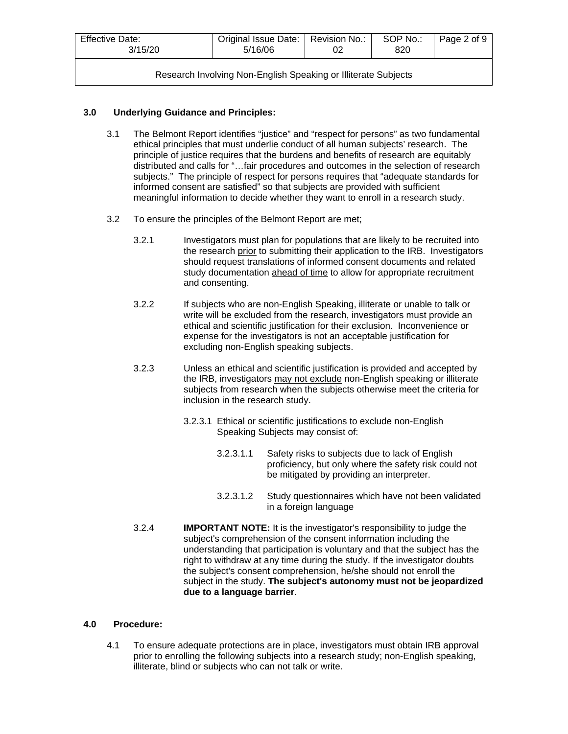## 3.0 Underlying Guidance and Principles:

3.1 The Belmont Report identifies "justice" and "respect for persons" as two fundamental ethical principles that must underlie conduct of all human subjects' research. The principle of justice requires that the burdens and benefits of research are equitably distributed and calls for "…fair procedures and outcomes in the selection of research subjects." The principle of respect for persons requires that "adequate standards for informed consent are satisfied" so that subjects are provided with sufficient meaningful information to decide whether they want to enroll in a research study.

3.2 To ensure the principles of the Belmont Report are met;

3.2.1 Investigators must plan for populations that are likely to be recruited into the research prior to submitting their application to the IRB. Investigators should request translations of informed consent documents and related study documentation ahead of time to allow for appropriate recruitment and consenting.

3.2.2 If subjects who are non-English Speaking, illiterate or unable to talk or write will be excluded from the research, investigators must provide an ethical and scientific justification for their exclusion. Inconvenience or expense for the investigators is not an acceptable justification for excluding non-English speaking subjects.

3.2.3 Unless an ethical and scientific justification is provided and accepted by the IRB, investigators may not exclude non-English speaking or illiterate subjects from research when the subjects otherwise meet the criteria for inclusion in the research study.

3.2.3.1 Ethical or scientific justifications to exclude non-English Speaking Subjects may consist of:

3.2.3.1.1 Safety risks to subjects due to lack of English proficiency, but only where the safety risk could not be mitigated by providing an interpreter.

3.2.3.1.2 Study questionnaires which have not been validated in a foreign language

3.2.4 **IMPORTANT NOTE:** It is the investigator's responsibility to judge the subject's comprehension of the consent information including the understanding that participation is voluntary and that the subject has the right to withdraw at any time during the study. If the investigator doubts the subject's consent comprehension, he/she should not enroll the subject in the study. **The subject's autonomy must not be jeopardized due to a language barrier**.

## 4.0 Procedure:

4.1 To ensure adequate protections are in place, investigators must obtain IRB approval prior to enrolling the following subjects into a research study; non-English speaking, illiterate, blind or subjects who can not talk or write.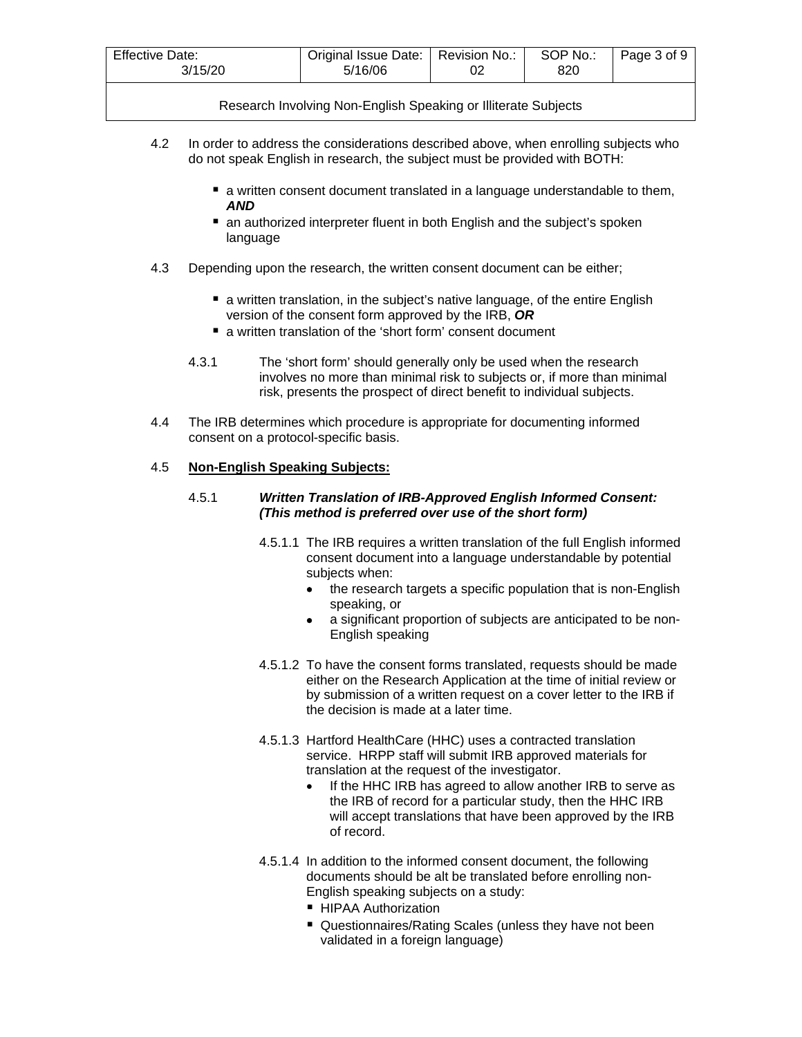4.2 In order to address the considerations described above, when enrolling subjects who do not speak English in research, the subject must be provided with BOTH:

- a written consent document translated in a language understandable to them, ***AND***
- an authorized interpreter fluent in both English and the subject's spoken language

4.3 Depending upon the research, the written consent document can be either;

- a written translation, in the subject's native language, of the entire English version of the consent form approved by the IRB, ***OR***
- a written translation of the 'short form' consent document

4.3.1 The 'short form' should generally only be used when the research involves no more than minimal risk to subjects or, if more than minimal risk, presents the prospect of direct benefit to individual subjects.

4.4 The IRB determines which procedure is appropriate for documenting informed consent on a protocol-specific basis.

4.5 **Non-English Speaking Subjects:**

4.5.1 ***Written Translation of IRB-Approved English Informed Consent: (This method is preferred over use of the short form)***

4.5.1.1 The IRB requires a written translation of the full English informed consent document into a language understandable by potential subjects when:

- the research targets a specific population that is non-English speaking, or
- a significant proportion of subjects are anticipated to be non-English speaking

4.5.1.2 To have the consent forms translated, requests should be made either on the Research Application at the time of initial review or by submission of a written request on a cover letter to the IRB if the decision is made at a later time.

4.5.1.3 Hartford HealthCare (HHC) uses a contracted translation service. HRPP staff will submit IRB approved materials for translation at the request of the investigator.

- If the HHC IRB has agreed to allow another IRB to serve as the IRB of record for a particular study, then the HHC IRB will accept translations that have been approved by the IRB of record.

4.5.1.4 In addition to the informed consent document, the following documents should be alt be translated before enrolling non-English speaking subjects on a study:

- HIPAA Authorization
- Questionnaires/Rating Scales (unless they have not been validated in a foreign language)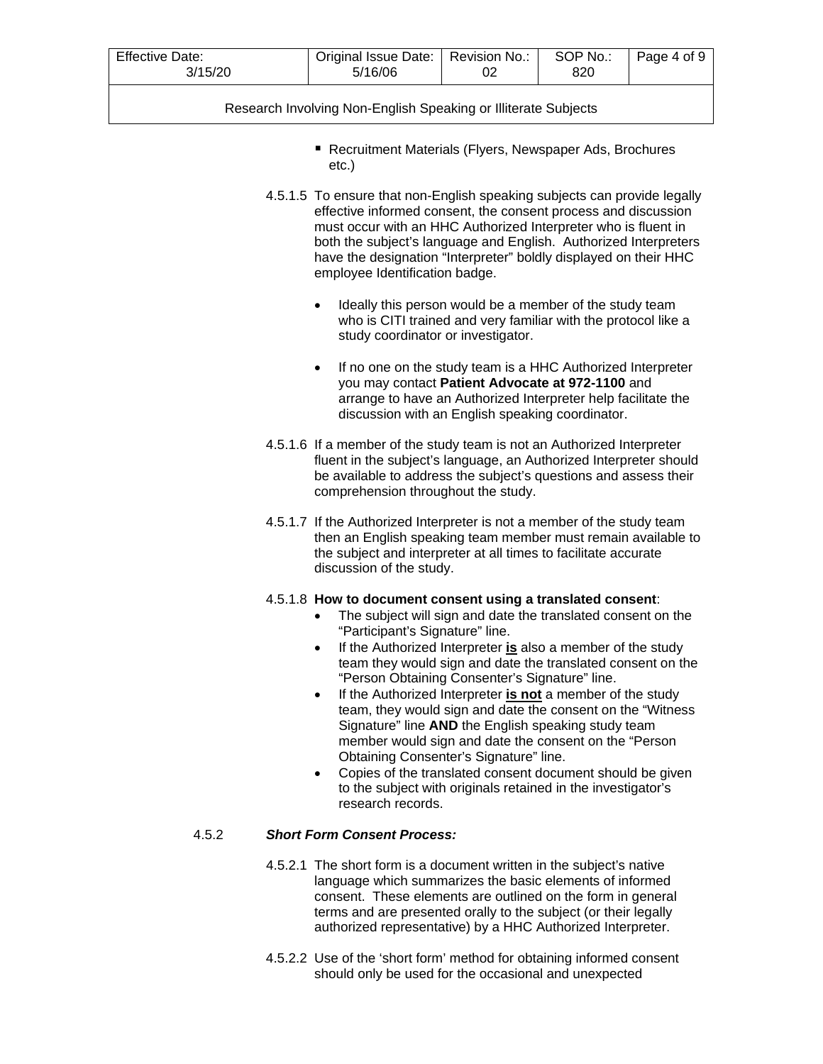- Recruitment Materials (Flyers, Newspaper Ads, Brochures etc.)

4.5.1.5 To ensure that non-English speaking subjects can provide legally effective informed consent, the consent process and discussion must occur with an HHC Authorized Interpreter who is fluent in both the subject's language and English. Authorized Interpreters have the designation "Interpreter" boldly displayed on their HHC employee Identification badge.

- Ideally this person would be a member of the study team who is CITI trained and very familiar with the protocol like a study coordinator or investigator.

- If no one on the study team is a HHC Authorized Interpreter you may contact **Patient Advocate at 972-1100** and arrange to have an Authorized Interpreter help facilitate the discussion with an English speaking coordinator.

4.5.1.6 If a member of the study team is not an Authorized Interpreter fluent in the subject's language, an Authorized Interpreter should be available to address the subject's questions and assess their comprehension throughout the study.

4.5.1.7 If the Authorized Interpreter is not a member of the study team then an English speaking team member must remain available to the subject and interpreter at all times to facilitate accurate discussion of the study.

4.5.1.8 **How to document consent using a translated consent**:

- The subject will sign and date the translated consent on the "Participant's Signature" line.
- If the Authorized Interpreter **<u>is</u>** also a member of the study team they would sign and date the translated consent on the "Person Obtaining Consenter's Signature" line.
- If the Authorized Interpreter **<u>is not</u>** a member of the study team, they would sign and date the consent on the "Witness Signature" line **AND** the English speaking study team member would sign and date the consent on the "Person Obtaining Consenter's Signature" line.
- Copies of the translated consent document should be given to the subject with originals retained in the investigator's research records.

4.5.2 ***Short Form Consent Process:***

4.5.2.1 The short form is a document written in the subject's native language which summarizes the basic elements of informed consent. These elements are outlined on the form in general terms and are presented orally to the subject (or their legally authorized representative) by a HHC Authorized Interpreter.

4.5.2.2 Use of the 'short form' method for obtaining informed consent should only be used for the occasional and unexpected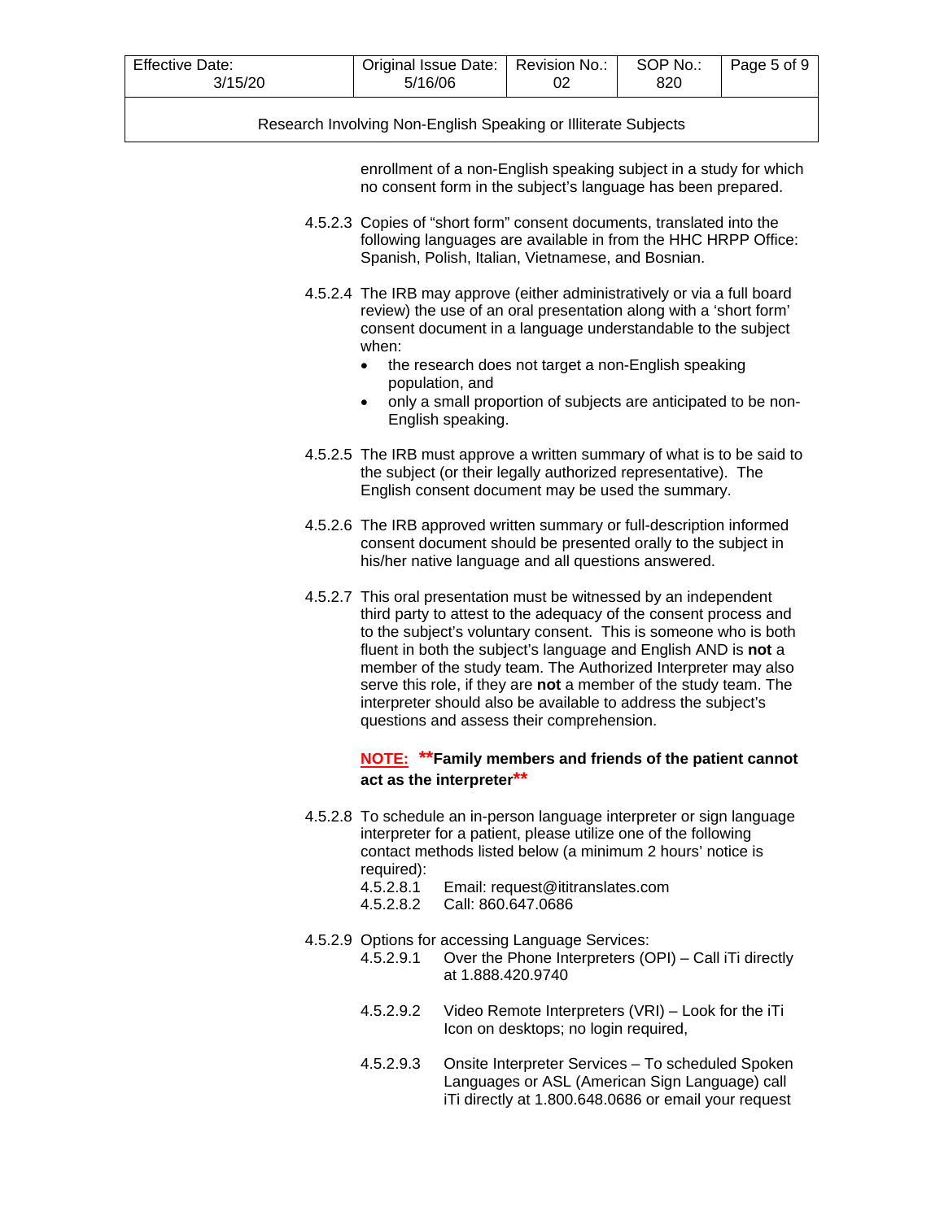enrollment of a non-English speaking subject in a study for which no consent form in the subject's language has been prepared.

4.5.2.3 Copies of "short form" consent documents, translated into the following languages are available in from the HHC HRPP Office: Spanish, Polish, Italian, Vietnamese, and Bosnian.

4.5.2.4 The IRB may approve (either administratively or via a full board review) the use of an oral presentation along with a 'short form' consent document in a language understandable to the subject when:

- the research does not target a non-English speaking population, and
- only a small proportion of subjects are anticipated to be non-English speaking.

4.5.2.5 The IRB must approve a written summary of what is to be said to the subject (or their legally authorized representative). The English consent document may be used the summary.

4.5.2.6 The IRB approved written summary or full-description informed consent document should be presented orally to the subject in his/her native language and all questions answered.

4.5.2.7 This oral presentation must be witnessed by an independent third party to attest to the adequacy of the consent process and to the subject's voluntary consent. This is someone who is both fluent in both the subject's language and English AND is **not** a member of the study team. The Authorized Interpreter may also serve this role, if they are **not** a member of the study team. The interpreter should also be available to address the subject's questions and assess their comprehension.

**NOTE:** **Family members and friends of the patient cannot act as the interpreter**

4.5.2.8 To schedule an in-person language interpreter or sign language interpreter for a patient, please utilize one of the following contact methods listed below (a minimum 2 hours' notice is required):

4.5.2.8.1 Email: request@ititranslates.com

4.5.2.8.2 Call: 860.647.0686

4.5.2.9 Options for accessing Language Services:

4.5.2.9.1 Over the Phone Interpreters (OPI) – Call iTi directly at 1.888.420.9740

4.5.2.9.2 Video Remote Interpreters (VRI) – Look for the iTi Icon on desktops; no login required,

4.5.2.9.3 Onsite Interpreter Services – To scheduled Spoken Languages or ASL (American Sign Language) call iTi directly at 1.800.648.0686 or email your request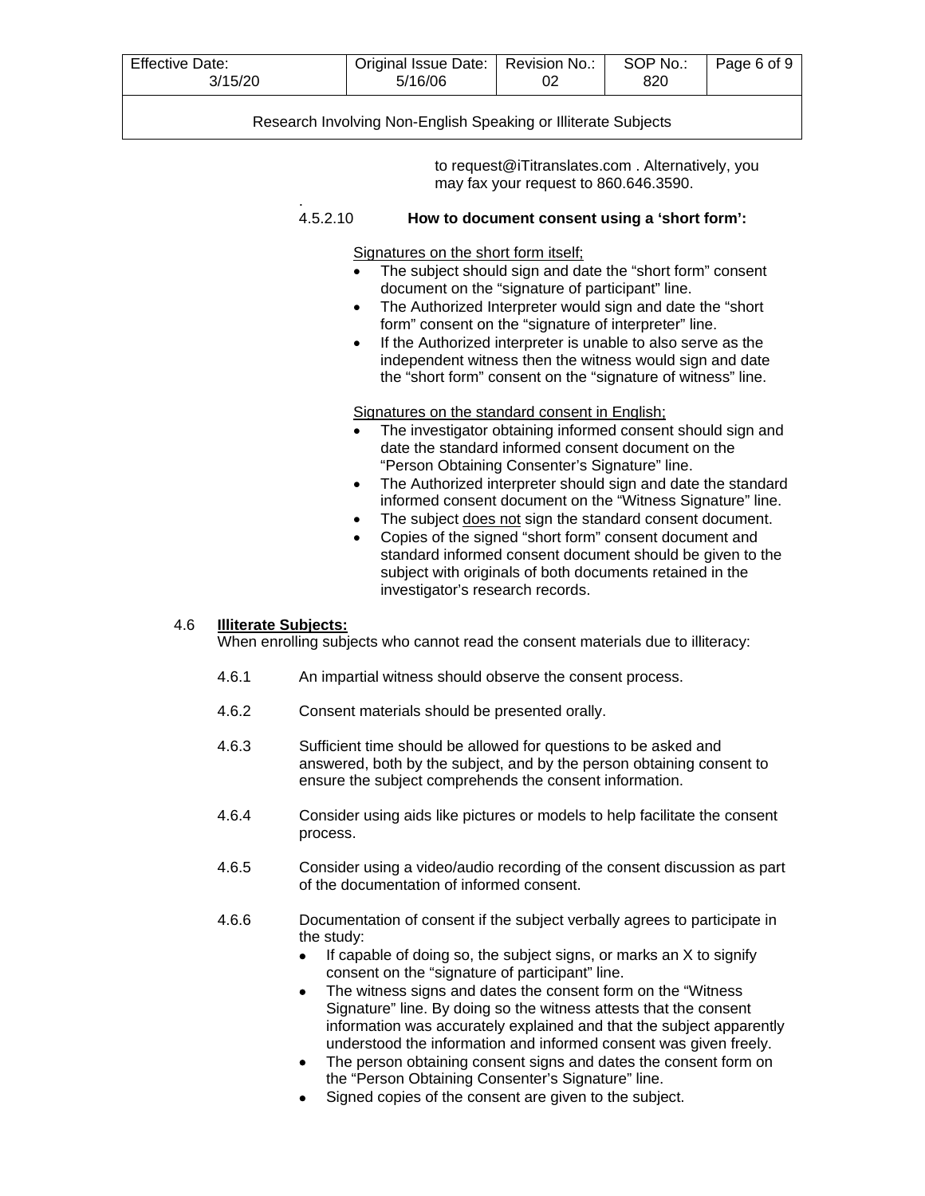to request@iTitranslates.com . Alternatively, you may fax your request to 860.646.3590.

.

4.5.2.10 **How to document consent using a 'short form':**

<u>Signatures on the short form itself;</u>

- The subject should sign and date the "short form" consent document on the "signature of participant" line.
- The Authorized Interpreter would sign and date the "short form" consent on the "signature of interpreter" line.
- If the Authorized interpreter is unable to also serve as the independent witness then the witness would sign and date the "short form" consent on the "signature of witness" line.

<u>Signatures on the standard consent in English;</u>

- The investigator obtaining informed consent should sign and date the standard informed consent document on the "Person Obtaining Consenter's Signature" line.
- The Authorized interpreter should sign and date the standard informed consent document on the "Witness Signature" line.
- The subject <u>does not</u> sign the standard consent document.
- Copies of the signed "short form" consent document and standard informed consent document should be given to the subject with originals of both documents retained in the investigator's research records.

4.6 **<u>Illiterate Subjects:</u>**

When enrolling subjects who cannot read the consent materials due to illiteracy:

4.6.1 An impartial witness should observe the consent process.

4.6.2 Consent materials should be presented orally.

4.6.3 Sufficient time should be allowed for questions to be asked and answered, both by the subject, and by the person obtaining consent to ensure the subject comprehends the consent information.

4.6.4 Consider using aids like pictures or models to help facilitate the consent process.

4.6.5 Consider using a video/audio recording of the consent discussion as part of the documentation of informed consent.

4.6.6 Documentation of consent if the subject verbally agrees to participate in the study:

- If capable of doing so, the subject signs, or marks an X to signify consent on the "signature of participant" line.
- The witness signs and dates the consent form on the "Witness Signature" line. By doing so the witness attests that the consent information was accurately explained and that the subject apparently understood the information and informed consent was given freely.
- The person obtaining consent signs and dates the consent form on the "Person Obtaining Consenter's Signature" line.
- Signed copies of the consent are given to the subject.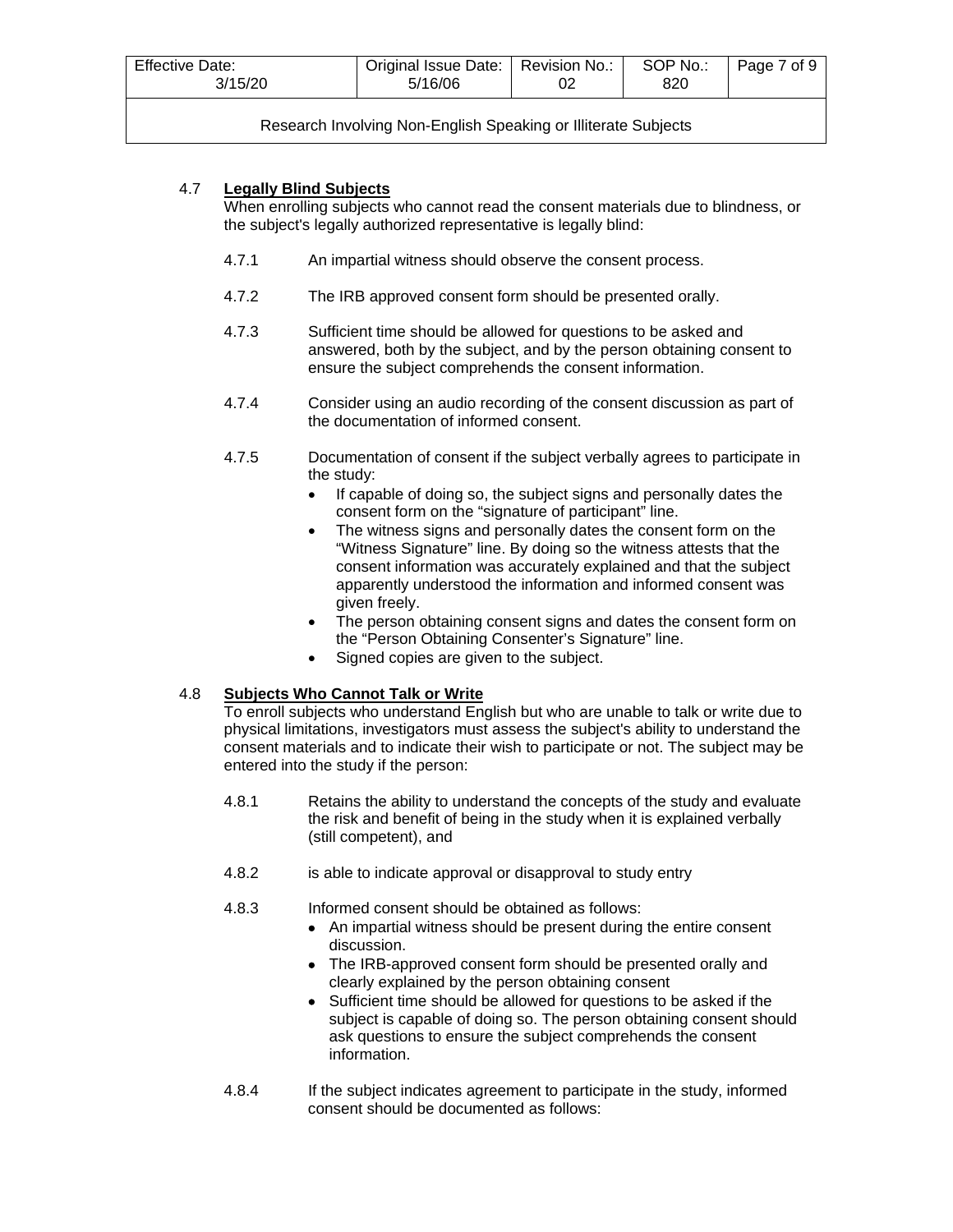### 4.7 **Legally Blind Subjects**

When enrolling subjects who cannot read the consent materials due to blindness, or the subject's legally authorized representative is legally blind:

4.7.1 An impartial witness should observe the consent process.

4.7.2 The IRB approved consent form should be presented orally.

4.7.3 Sufficient time should be allowed for questions to be asked and answered, both by the subject, and by the person obtaining consent to ensure the subject comprehends the consent information.

4.7.4 Consider using an audio recording of the consent discussion as part of the documentation of informed consent.

4.7.5 Documentation of consent if the subject verbally agrees to participate in the study:

- If capable of doing so, the subject signs and personally dates the consent form on the "signature of participant" line.
- The witness signs and personally dates the consent form on the "Witness Signature" line. By doing so the witness attests that the consent information was accurately explained and that the subject apparently understood the information and informed consent was given freely.
- The person obtaining consent signs and dates the consent form on the "Person Obtaining Consenter's Signature" line.
- Signed copies are given to the subject.

### 4.8 **Subjects Who Cannot Talk or Write**

To enroll subjects who understand English but who are unable to talk or write due to physical limitations, investigators must assess the subject's ability to understand the consent materials and to indicate their wish to participate or not. The subject may be entered into the study if the person:

4.8.1 Retains the ability to understand the concepts of the study and evaluate the risk and benefit of being in the study when it is explained verbally (still competent), and

4.8.2 is able to indicate approval or disapproval to study entry

4.8.3 Informed consent should be obtained as follows:

- An impartial witness should be present during the entire consent discussion.
- The IRB-approved consent form should be presented orally and clearly explained by the person obtaining consent
- Sufficient time should be allowed for questions to be asked if the subject is capable of doing so. The person obtaining consent should ask questions to ensure the subject comprehends the consent information.

4.8.4 If the subject indicates agreement to participate in the study, informed consent should be documented as follows: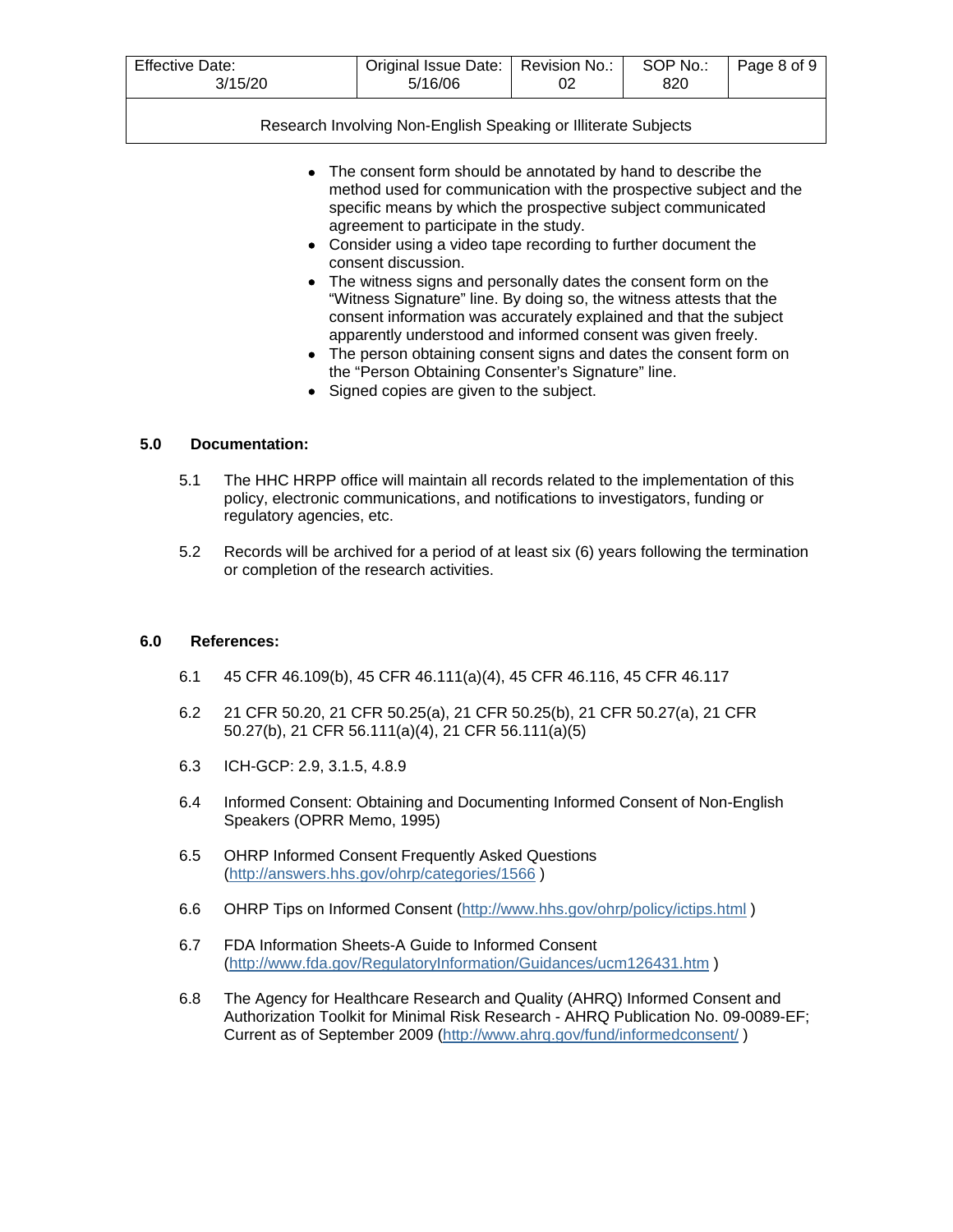- The consent form should be annotated by hand to describe the method used for communication with the prospective subject and the specific means by which the prospective subject communicated agreement to participate in the study.
- Consider using a video tape recording to further document the consent discussion.
- The witness signs and personally dates the consent form on the "Witness Signature" line. By doing so, the witness attests that the consent information was accurately explained and that the subject apparently understood and informed consent was given freely.
- The person obtaining consent signs and dates the consent form on the "Person Obtaining Consenter's Signature" line.
- Signed copies are given to the subject.

## 5.0 Documentation:

5.1 The HHC HRPP office will maintain all records related to the implementation of this policy, electronic communications, and notifications to investigators, funding or regulatory agencies, etc.

5.2 Records will be archived for a period of at least six (6) years following the termination or completion of the research activities.

## 6.0 References:

6.1 45 CFR 46.109(b), 45 CFR 46.111(a)(4), 45 CFR 46.116, 45 CFR 46.117

6.2 21 CFR 50.20, 21 CFR 50.25(a), 21 CFR 50.25(b), 21 CFR 50.27(a), 21 CFR 50.27(b), 21 CFR 56.111(a)(4), 21 CFR 56.111(a)(5)

6.3 ICH-GCP: 2.9, 3.1.5, 4.8.9

6.4 Informed Consent: Obtaining and Documenting Informed Consent of Non-English Speakers (OPRR Memo, 1995)

6.5 OHRP Informed Consent Frequently Asked Questions (http://answers.hhs.gov/ohrp/categories/1566 )

6.6 OHRP Tips on Informed Consent (http://www.hhs.gov/ohrp/policy/ictips.html )

6.7 FDA Information Sheets-A Guide to Informed Consent (http://www.fda.gov/RegulatoryInformation/Guidances/ucm126431.htm )

6.8 The Agency for Healthcare Research and Quality (AHRQ) Informed Consent and Authorization Toolkit for Minimal Risk Research - AHRQ Publication No. 09-0089-EF; Current as of September 2009 (http://www.ahrq.gov/fund/informedconsent/ )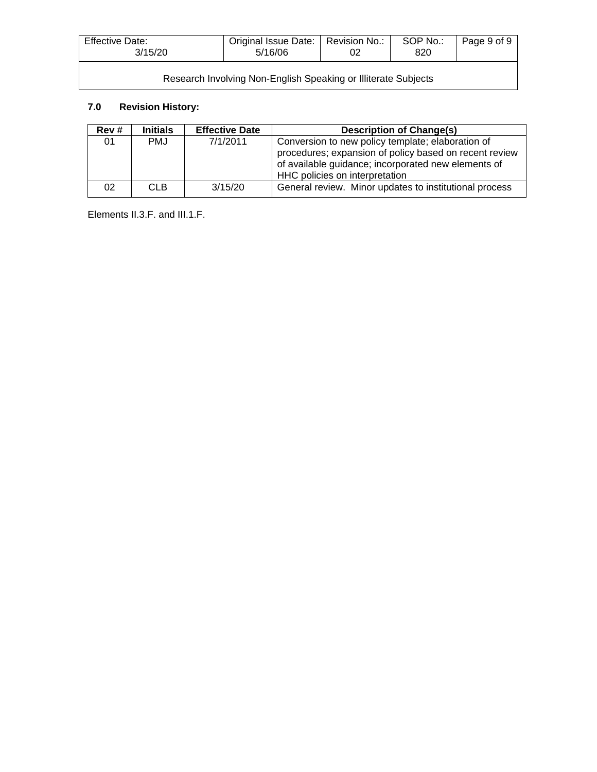### 7.0 Revision History:

| Rev # | Initials | Effective Date | Description of Change(s) |
|---|---|---|---|
| 01 | PMJ | 7/1/2011 | Conversion to new policy template; elaboration of procedures; expansion of policy based on recent review of available guidance; incorporated new elements of HHC policies on interpretation |
| 02 | CLB | 3/15/20 | General review. Minor updates to institutional process |

Elements II.3.F. and III.1.F.